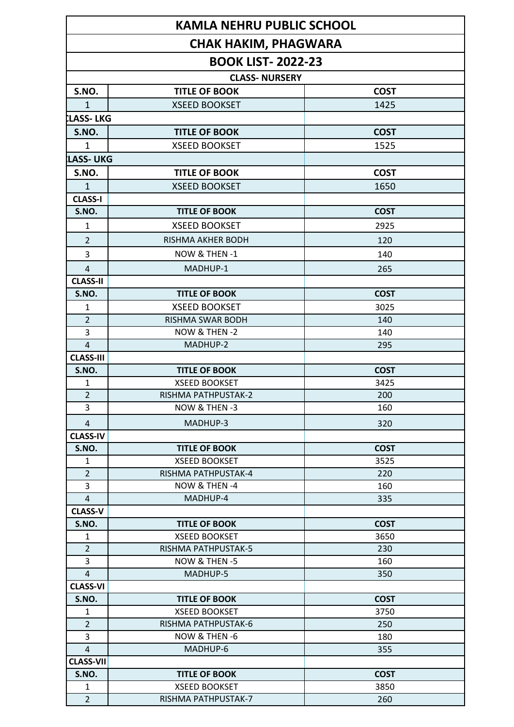# KAMLA NEHRU PUBLIC SCHOOL

## CHAK HAKIM, PHAGWARA

## BOOK LIST- 2022-23

### CLASS- NURSERY

| S.NO. | TITLE OF BOOK | COST |
|---|---|---|
| 1 | XSEED BOOKSET | 1425 |

### CLASS- LKG

| S.NO. | TITLE OF BOOK | COST |
|---|---|---|
| 1 | XSEED BOOKSET | 1525 |

### CLASS- UKG

| S.NO. | TITLE OF BOOK | COST |
|---|---|---|
| 1 | XSEED BOOKSET | 1650 |

### CLASS-I

| S.NO. | TITLE OF BOOK | COST |
|---|---|---|
| 1 | XSEED BOOKSET | 2925 |
| 2 | RISHMA AKHER BODH | 120 |
| 3 | NOW & THEN -1 | 140 |
| 4 | MADHUP-1 | 265 |

### CLASS-II

| S.NO. | TITLE OF BOOK | COST |
|---|---|---|
| 1 | XSEED BOOKSET | 3025 |
| 2 | RISHMA SWAR BODH | 140 |
| 3 | NOW & THEN -2 | 140 |
| 4 | MADHUP-2 | 295 |

### CLASS-III

| S.NO. | TITLE OF BOOK | COST |
|---|---|---|
| 1 | XSEED BOOKSET | 3425 |
| 2 | RISHMA PATHPUSTAK-2 | 200 |
| 3 | NOW & THEN -3 | 160 |
| 4 | MADHUP-3 | 320 |

### CLASS-IV

| S.NO. | TITLE OF BOOK | COST |
|---|---|---|
| 1 | XSEED BOOKSET | 3525 |
| 2 | RISHMA PATHPUSTAK-4 | 220 |
| 3 | NOW & THEN -4 | 160 |
| 4 | MADHUP-4 | 335 |

### CLASS-V

| S.NO. | TITLE OF BOOK | COST |
|---|---|---|
| 1 | XSEED BOOKSET | 3650 |
| 2 | RISHMA PATHPUSTAK-5 | 230 |
| 3 | NOW & THEN -5 | 160 |
| 4 | MADHUP-5 | 350 |

### CLASS-VI

| S.NO. | TITLE OF BOOK | COST |
|---|---|---|
| 1 | XSEED BOOKSET | 3750 |
| 2 | RISHMA PATHPUSTAK-6 | 250 |
| 3 | NOW & THEN -6 | 180 |
| 4 | MADHUP-6 | 355 |

### CLASS-VII

| S.NO. | TITLE OF BOOK | COST |
|---|---|---|
| 1 | XSEED BOOKSET | 3850 |
| 2 | RISHMA PATHPUSTAK-7 | 260 |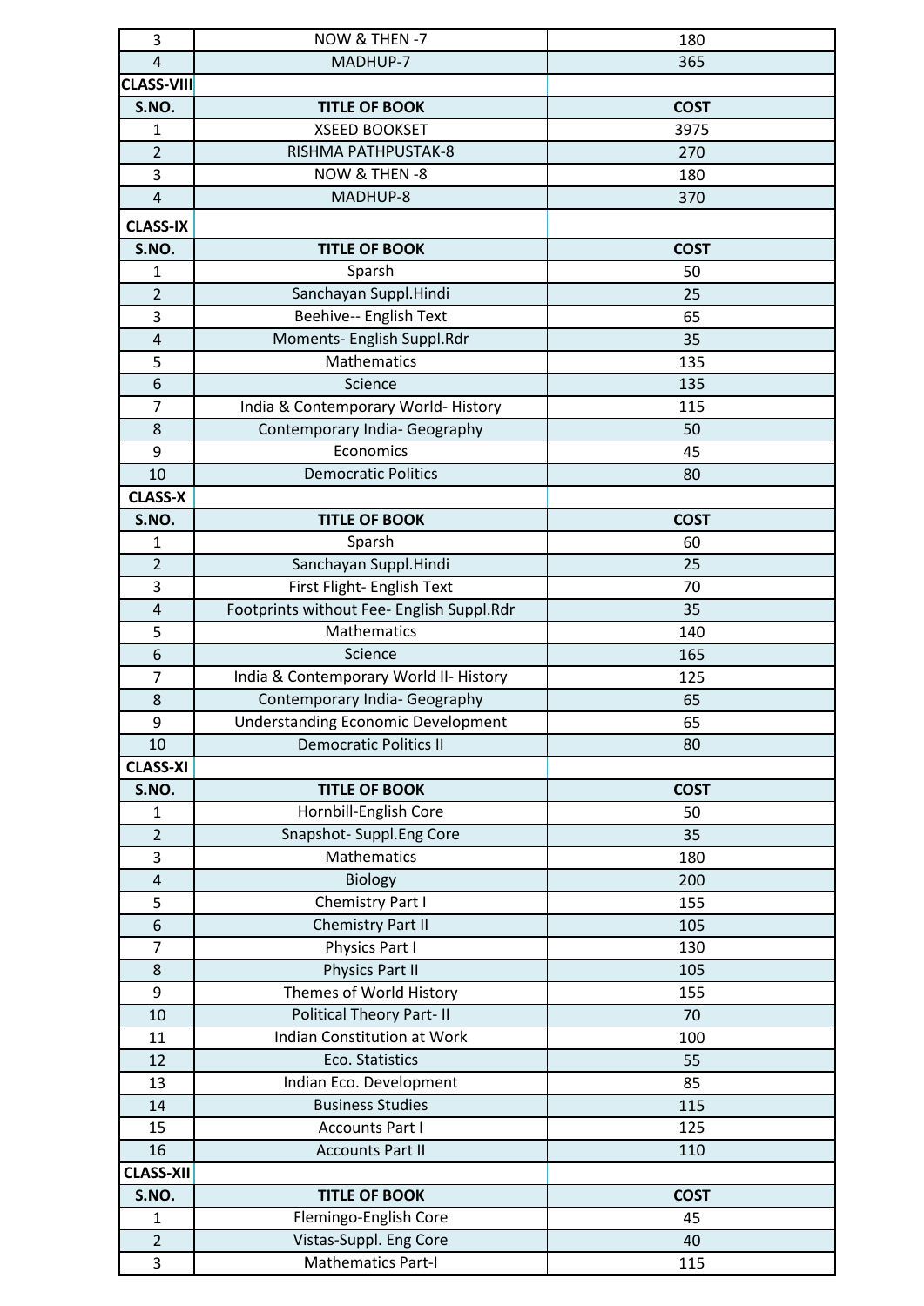| 3 | NOW & THEN -7 | 180 |
|---|---|---|
| 4 | MADHUP-7 | 365 |

**CLASS-VIII**

| S.NO. | TITLE OF BOOK | COST |
|---|---|---|
| 1 | XSEED BOOKSET | 3975 |
| 2 | RISHMA PATHPUSTAK-8 | 270 |
| 3 | NOW & THEN -8 | 180 |
| 4 | MADHUP-8 | 370 |

**CLASS-IX**

| S.NO. | TITLE OF BOOK | COST |
|---|---|---|
| 1 | Sparsh | 50 |
| 2 | Sanchayan Suppl.Hindi | 25 |
| 3 | Beehive-- English Text | 65 |
| 4 | Moments- English Suppl.Rdr | 35 |
| 5 | Mathematics | 135 |
| 6 | Science | 135 |
| 7 | India & Contemporary World- History | 115 |
| 8 | Contemporary India- Geography | 50 |
| 9 | Economics | 45 |
| 10 | Democratic Politics | 80 |

**CLASS-X**

| S.NO. | TITLE OF BOOK | COST |
|---|---|---|
| 1 | Sparsh | 60 |
| 2 | Sanchayan Suppl.Hindi | 25 |
| 3 | First Flight- English Text | 70 |
| 4 | Footprints without Fee- English Suppl.Rdr | 35 |
| 5 | Mathematics | 140 |
| 6 | Science | 165 |
| 7 | India & Contemporary World II- History | 125 |
| 8 | Contemporary India- Geography | 65 |
| 9 | Understanding Economic Development | 65 |
| 10 | Democratic Politics II | 80 |

**CLASS-XI**

| S.NO. | TITLE OF BOOK | COST |
|---|---|---|
| 1 | Hornbill-English Core | 50 |
| 2 | Snapshot- Suppl.Eng Core | 35 |
| 3 | Mathematics | 180 |
| 4 | Biology | 200 |
| 5 | Chemistry Part I | 155 |
| 6 | Chemistry Part II | 105 |
| 7 | Physics Part I | 130 |
| 8 | Physics Part II | 105 |
| 9 | Themes of World History | 155 |
| 10 | Political Theory Part- II | 70 |
| 11 | Indian Constitution at Work | 100 |
| 12 | Eco. Statistics | 55 |
| 13 | Indian Eco. Development | 85 |
| 14 | Business Studies | 115 |
| 15 | Accounts Part I | 125 |
| 16 | Accounts Part II | 110 |

**CLASS-XII**

| S.NO. | TITLE OF BOOK | COST |
|---|---|---|
| 1 | Flemingo-English Core | 45 |
| 2 | Vistas-Suppl. Eng Core | 40 |
| 3 | Mathematics Part-I | 115 |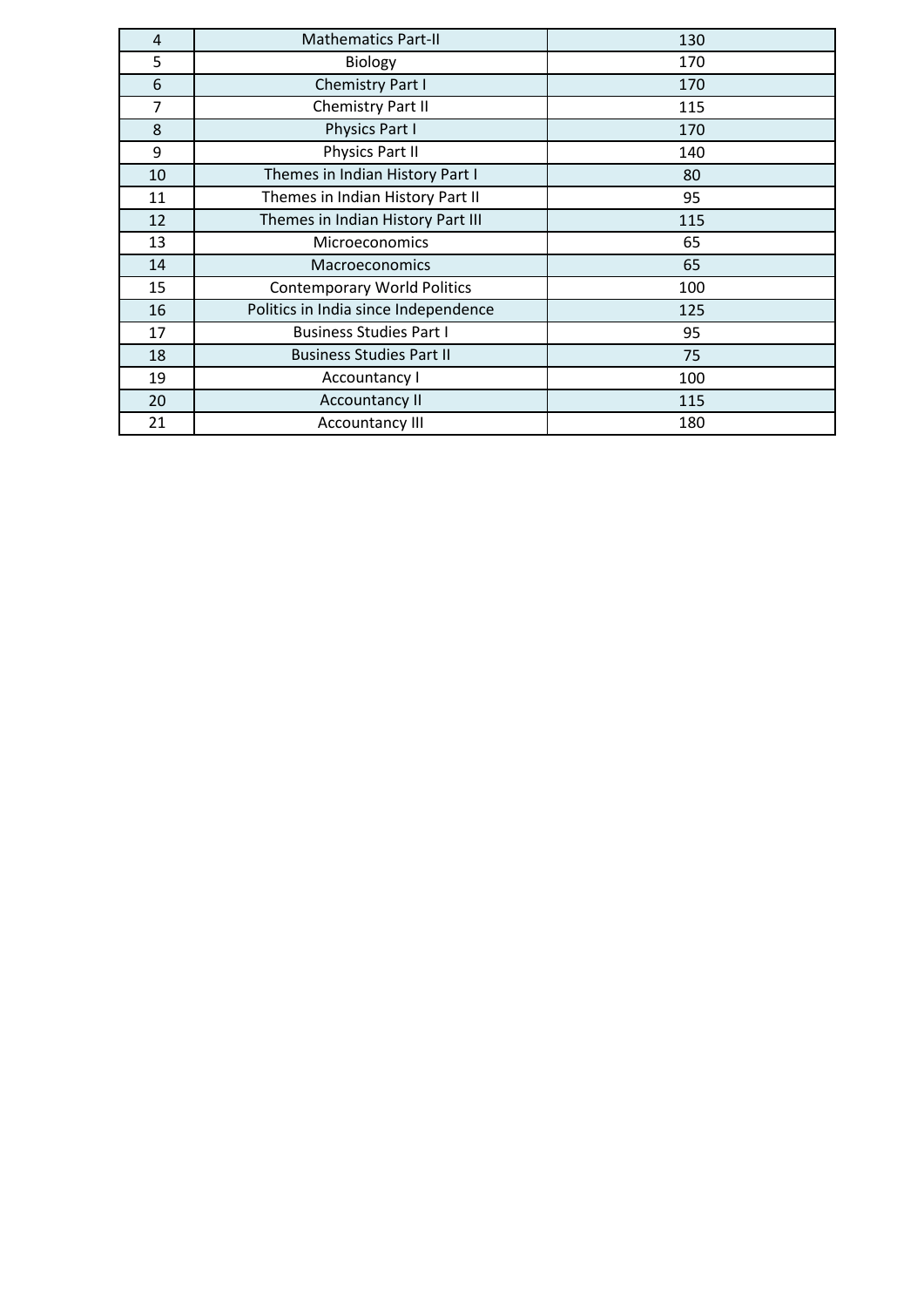| | | |
|---|---|---|
| 4 | Mathematics Part-II | 130 |
| 5 | Biology | 170 |
| 6 | Chemistry Part I | 170 |
| 7 | Chemistry Part II | 115 |
| 8 | Physics Part I | 170 |
| 9 | Physics Part II | 140 |
| 10 | Themes in Indian History Part I | 80 |
| 11 | Themes in Indian History Part II | 95 |
| 12 | Themes in Indian History Part III | 115 |
| 13 | Microeconomics | 65 |
| 14 | Macroeconomics | 65 |
| 15 | Contemporary World Politics | 100 |
| 16 | Politics in India since Independence | 125 |
| 17 | Business Studies Part I | 95 |
| 18 | Business Studies Part II | 75 |
| 19 | Accountancy I | 100 |
| 20 | Accountancy II | 115 |
| 21 | Accountancy III | 180 |